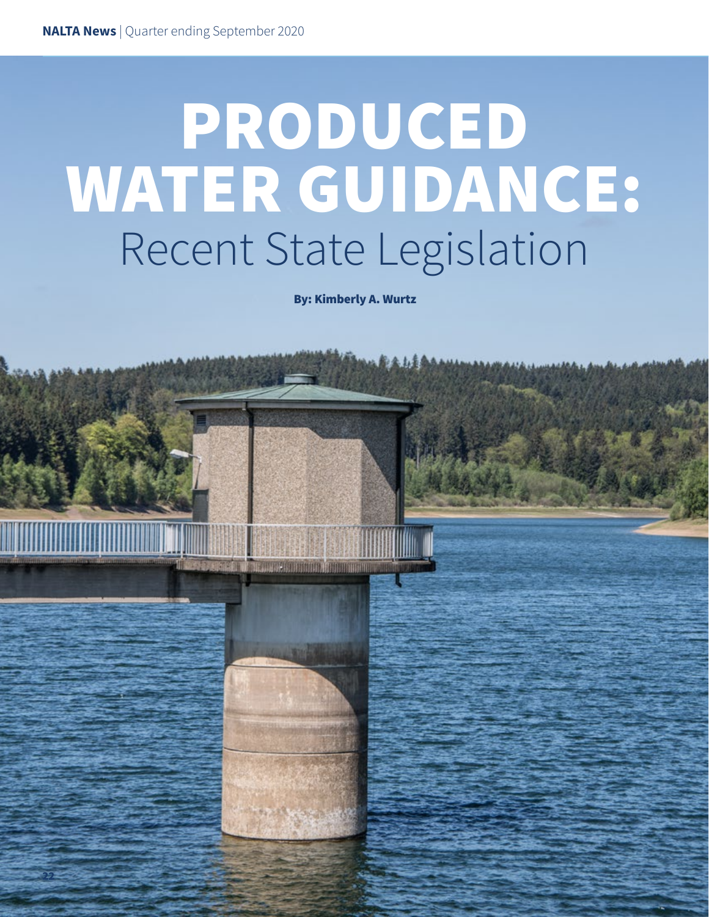# PRODUCED WATER GUIDANCE: Recent State Legislation

**By: Kimberly A. Wurtz**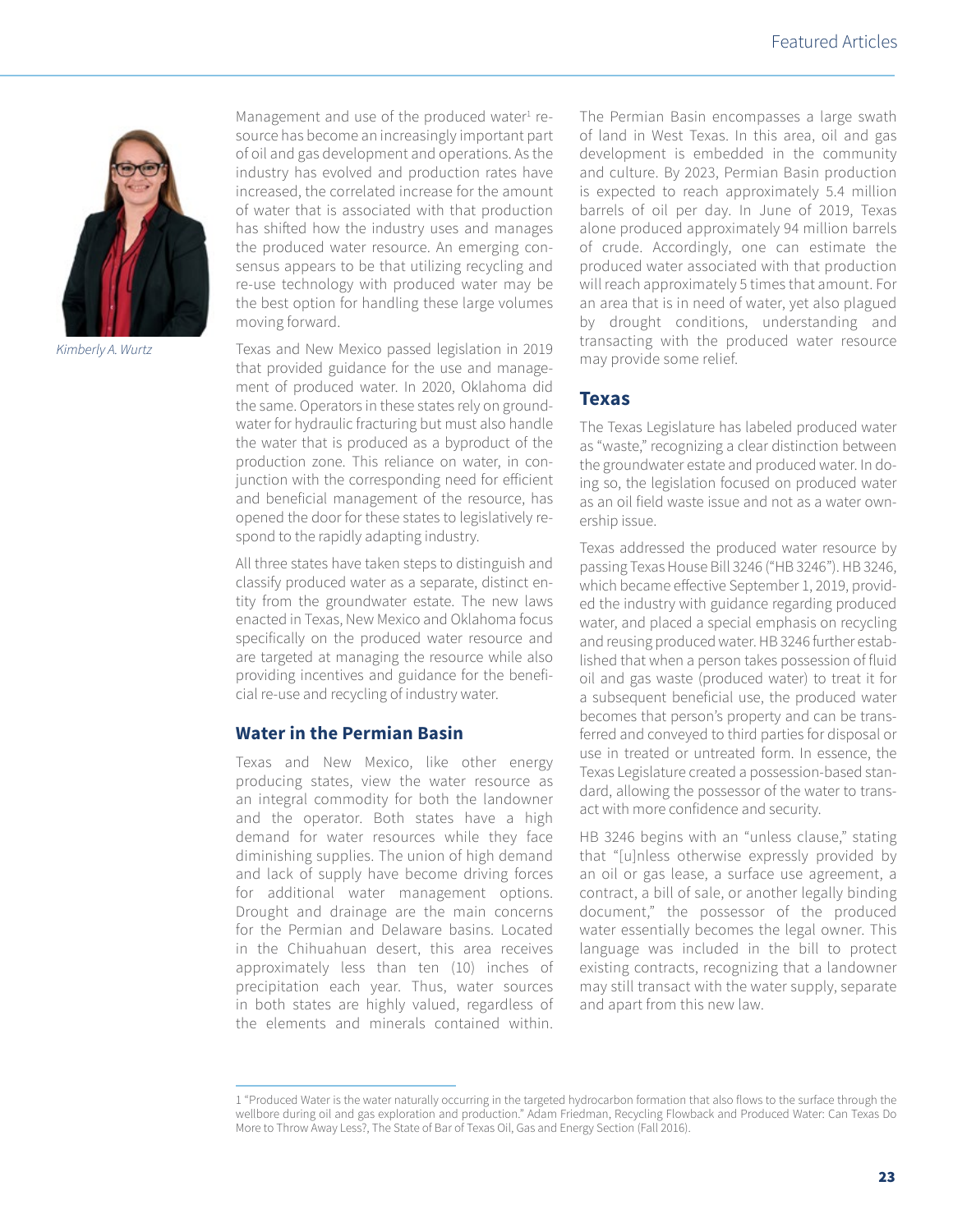*Kimberly A. Wurtz*

Management and use of the produced water[1] resource has become an increasingly important part of oil and gas development and operations. As the industry has evolved and production rates have increased, the correlated increase for the amount of water that is associated with that production has shifted how the industry uses and manages the produced water resource. An emerging consensus appears to be that utilizing recycling and re-use technology with produced water may be the best option for handling these large volumes moving forward.

Texas and New Mexico passed legislation in 2019 that provided guidance for the use and management of produced water. In 2020, Oklahoma did the same. Operators in these states rely on groundwater for hydraulic fracturing but must also handle the water that is produced as a byproduct of the production zone. This reliance on water, in conjunction with the corresponding need for efficient and beneficial management of the resource, has opened the door for these states to legislatively respond to the rapidly adapting industry.

All three states have taken steps to distinguish and classify produced water as a separate, distinct entity from the groundwater estate. The new laws enacted in Texas, New Mexico and Oklahoma focus specifically on the produced water resource and are targeted at managing the resource while also providing incentives and guidance for the beneficial re-use and recycling of industry water.

## Water in the Permian Basin

Texas and New Mexico, like other energy producing states, view the water resource as an integral commodity for both the landowner and the operator. Both states have a high demand for water resources while they face diminishing supplies. The union of high demand and lack of supply have become driving forces for additional water management options. Drought and drainage are the main concerns for the Permian and Delaware basins. Located in the Chihuahuan desert, this area receives approximately less than ten (10) inches of precipitation each year. Thus, water sources in both states are highly valued, regardless of the elements and minerals contained within.

The Permian Basin encompasses a large swath of land in West Texas. In this area, oil and gas development is embedded in the community and culture. By 2023, Permian Basin production is expected to reach approximately 5.4 million barrels of oil per day. In June of 2019, Texas alone produced approximately 94 million barrels of crude. Accordingly, one can estimate the produced water associated with that production will reach approximately 5 times that amount. For an area that is in need of water, yet also plagued by drought conditions, understanding and transacting with the produced water resource may provide some relief.

## Texas

The Texas Legislature has labeled produced water as "waste," recognizing a clear distinction between the groundwater estate and produced water. In doing so, the legislation focused on produced water as an oil field waste issue and not as a water ownership issue.

Texas addressed the produced water resource by passing Texas House Bill 3246 ("HB 3246"). HB 3246, which became effective September 1, 2019, provided the industry with guidance regarding produced water, and placed a special emphasis on recycling and reusing produced water. HB 3246 further established that when a person takes possession of fluid oil and gas waste (produced water) to treat it for a subsequent beneficial use, the produced water becomes that person's property and can be transferred and conveyed to third parties for disposal or use in treated or untreated form. In essence, the Texas Legislature created a possession-based standard, allowing the possessor of the water to transact with more confidence and security.

HB 3246 begins with an "unless clause," stating that "[u]nless otherwise expressly provided by an oil or gas lease, a surface use agreement, a contract, a bill of sale, or another legally binding document," the possessor of the produced water essentially becomes the legal owner. This language was included in the bill to protect existing contracts, recognizing that a landowner may still transact with the water supply, separate and apart from this new law.

---

1 "Produced Water is the water naturally occurring in the targeted hydrocarbon formation that also flows to the surface through the wellbore during oil and gas exploration and production." Adam Friedman, Recycling Flowback and Produced Water: Can Texas Do More to Throw Away Less?, The State of Bar of Texas Oil, Gas and Energy Section (Fall 2016).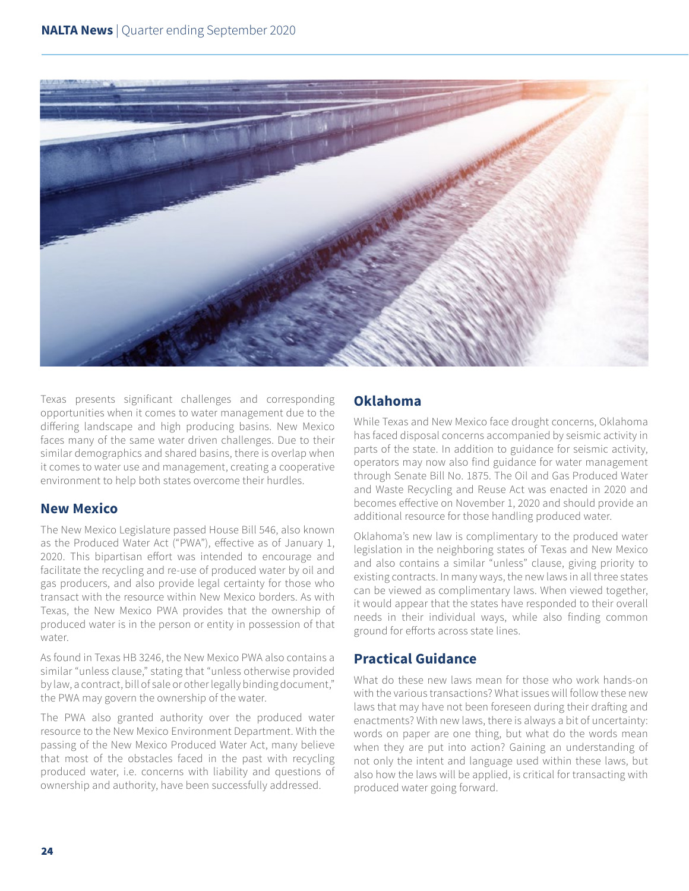Texas presents significant challenges and corresponding opportunities when it comes to water management due to the differing landscape and high producing basins. New Mexico faces many of the same water driven challenges. Due to their similar demographics and shared basins, there is overlap when it comes to water use and management, creating a cooperative environment to help both states overcome their hurdles.

## New Mexico

The New Mexico Legislature passed House Bill 546, also known as the Produced Water Act ("PWA"), effective as of January 1, 2020. This bipartisan effort was intended to encourage and facilitate the recycling and re-use of produced water by oil and gas producers, and also provide legal certainty for those who transact with the resource within New Mexico borders. As with Texas, the New Mexico PWA provides that the ownership of produced water is in the person or entity in possession of that water.

As found in Texas HB 3246, the New Mexico PWA also contains a similar "unless clause," stating that "unless otherwise provided by law, a contract, bill of sale or other legally binding document," the PWA may govern the ownership of the water.

The PWA also granted authority over the produced water resource to the New Mexico Environment Department. With the passing of the New Mexico Produced Water Act, many believe that most of the obstacles faced in the past with recycling produced water, i.e. concerns with liability and questions of ownership and authority, have been successfully addressed.

## Oklahoma

While Texas and New Mexico face drought concerns, Oklahoma has faced disposal concerns accompanied by seismic activity in parts of the state. In addition to guidance for seismic activity, operators may now also find guidance for water management through Senate Bill No. 1875. The Oil and Gas Produced Water and Waste Recycling and Reuse Act was enacted in 2020 and becomes effective on November 1, 2020 and should provide an additional resource for those handling produced water.

Oklahoma's new law is complimentary to the produced water legislation in the neighboring states of Texas and New Mexico and also contains a similar "unless" clause, giving priority to existing contracts. In many ways, the new laws in all three states can be viewed as complimentary laws. When viewed together, it would appear that the states have responded to their overall needs in their individual ways, while also finding common ground for efforts across state lines.

## Practical Guidance

What do these new laws mean for those who work hands-on with the various transactions? What issues will follow these new laws that may have not been foreseen during their drafting and enactments? With new laws, there is always a bit of uncertainty: words on paper are one thing, but what do the words mean when they are put into action? Gaining an understanding of not only the intent and language used within these laws, but also how the laws will be applied, is critical for transacting with produced water going forward.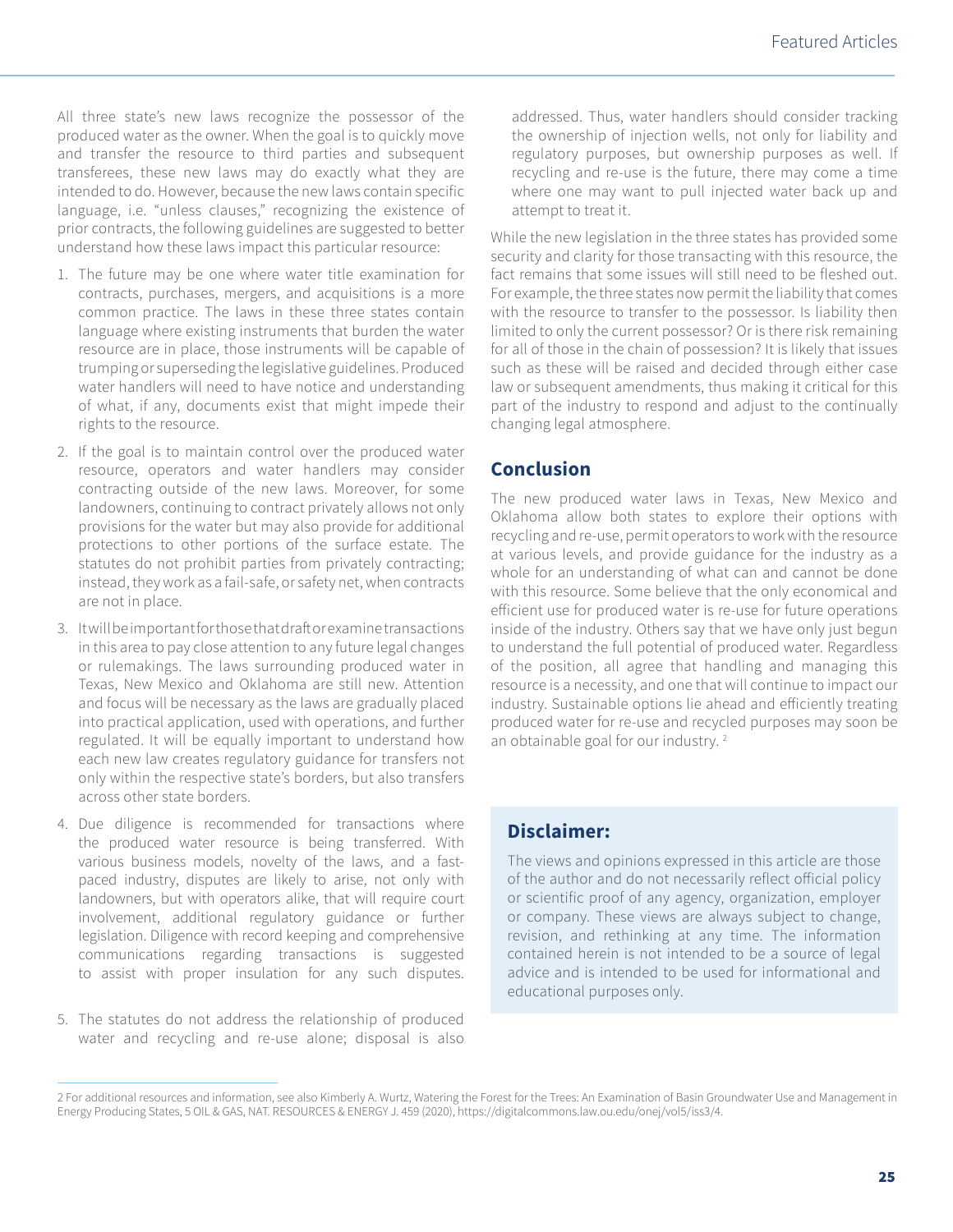All three state's new laws recognize the possessor of the produced water as the owner. When the goal is to quickly move and transfer the resource to third parties and subsequent transferees, these new laws may do exactly what they are intended to do. However, because the new laws contain specific language, i.e. "unless clauses," recognizing the existence of prior contracts, the following guidelines are suggested to better understand how these laws impact this particular resource:

1. The future may be one where water title examination for contracts, purchases, mergers, and acquisitions is a more common practice. The laws in these three states contain language where existing instruments that burden the water resource are in place, those instruments will be capable of trumping or superseding the legislative guidelines. Produced water handlers will need to have notice and understanding of what, if any, documents exist that might impede their rights to the resource.
2. If the goal is to maintain control over the produced water resource, operators and water handlers may consider contracting outside of the new laws. Moreover, for some landowners, continuing to contract privately allows not only provisions for the water but may also provide for additional protections to other portions of the surface estate. The statutes do not prohibit parties from privately contracting; instead, they work as a fail-safe, or safety net, when contracts are not in place.
3. It will be important for those that draft or examine transactions in this area to pay close attention to any future legal changes or rulemakings. The laws surrounding produced water in Texas, New Mexico and Oklahoma are still new. Attention and focus will be necessary as the laws are gradually placed into practical application, used with operations, and further regulated. It will be equally important to understand how each new law creates regulatory guidance for transfers not only within the respective state's borders, but also transfers across other state borders.
4. Due diligence is recommended for transactions where the produced water resource is being transferred. With various business models, novelty of the laws, and a fast-paced industry, disputes are likely to arise, not only with landowners, but with operators alike, that will require court involvement, additional regulatory guidance or further legislation. Diligence with record keeping and comprehensive communications regarding transactions is suggested to assist with proper insulation for any such disputes.
5. The statutes do not address the relationship of produced water and recycling and re-use alone; disposal is also addressed. Thus, water handlers should consider tracking the ownership of injection wells, not only for liability and regulatory purposes, but ownership purposes as well. If recycling and re-use is the future, there may come a time where one may want to pull injected water back up and attempt to treat it.

While the new legislation in the three states has provided some security and clarity for those transacting with this resource, the fact remains that some issues will still need to be fleshed out. For example, the three states now permit the liability that comes with the resource to transfer to the possessor. Is liability then limited to only the current possessor? Or is there risk remaining for all of those in the chain of possession? It is likely that issues such as these will be raised and decided through either case law or subsequent amendments, thus making it critical for this part of the industry to respond and adjust to the continually changing legal atmosphere.

## Conclusion

The new produced water laws in Texas, New Mexico and Oklahoma allow both states to explore their options with recycling and re-use, permit operators to work with the resource at various levels, and provide guidance for the industry as a whole for an understanding of what can and cannot be done with this resource. Some believe that the only economical and efficient use for produced water is re-use for future operations inside of the industry. Others say that we have only just begun to understand the full potential of produced water. Regardless of the position, all agree that handling and managing this resource is a necessity, and one that will continue to impact our industry. Sustainable options lie ahead and efficiently treating produced water for re-use and recycled purposes may soon be an obtainable goal for our industry. [2]

### Disclaimer:

The views and opinions expressed in this article are those of the author and do not necessarily reflect official policy or scientific proof of any agency, organization, employer or company. These views are always subject to change, revision, and rethinking at any time. The information contained herein is not intended to be a source of legal advice and is intended to be used for informational and educational purposes only.

---

2 For additional resources and information, see also Kimberly A. Wurtz, Watering the Forest for the Trees: An Examination of Basin Groundwater Use and Management in Energy Producing States, 5 OIL & GAS, NAT. RESOURCES & ENERGY J. 459 (2020), https://digitalcommons.law.ou.edu/onej/vol5/iss3/4.